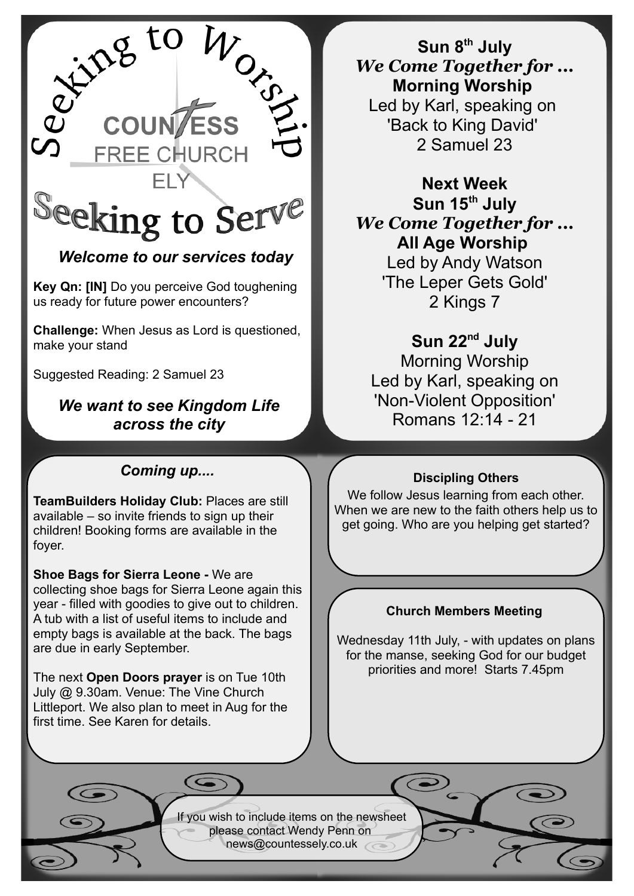# Seeking to Worship

**COUNTESS**
FREE CHURCH
ELY

# Seeking to Serve

***Welcome to our services today***

**Key Qn: [IN]** Do you perceive God toughening us ready for future power encounters?

**Challenge:** When Jesus as Lord is questioned, make your stand

Suggested Reading: 2 Samuel 23

***We want to see Kingdom Life across the city***

**Sun 8th July**
***We Come Together for …***
**Morning Worship**
Led by Karl, speaking on
'Back to King David'
2 Samuel 23

**Next Week**
**Sun 15th July**
***We Come Together for …***
**All Age Worship**
Led by Andy Watson
'The Leper Gets Gold'
2 Kings 7

**Sun 22nd July**
Morning Worship
Led by Karl, speaking on
'Non-Violent Opposition'
Romans 12:14 - 21

## *Coming up....*

**TeamBuilders Holiday Club:** Places are still available – so invite friends to sign up their children! Booking forms are available in the foyer.

**Shoe Bags for Sierra Leone -** We are collecting shoe bags for Sierra Leone again this year - filled with goodies to give out to children. A tub with a list of useful items to include and empty bags is available at the back. The bags are due in early September.

The next **Open Doors prayer** is on Tue 10th July @ 9.30am. Venue: The Vine Church Littleport. We also plan to meet in Aug for the first time. See Karen for details.

## Discipling Others

We follow Jesus learning from each other. When we are new to the faith others help us to get going. Who are you helping get started?

## Church Members Meeting

Wednesday 11th July, - with updates on plans for the manse, seeking God for our budget priorities and more! Starts 7.45pm

If you wish to include items on the newsheet please contact Wendy Penn on news@countessely.co.uk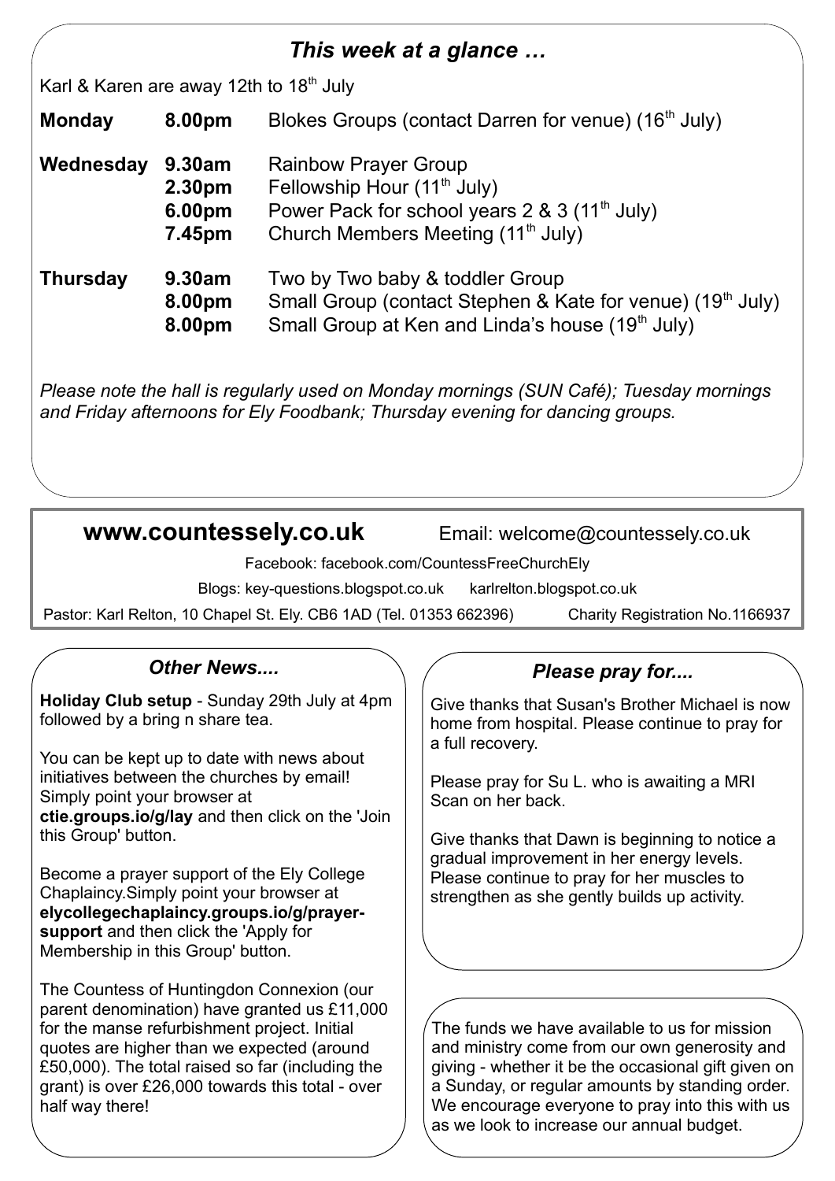## *This week at a glance …*

Karl & Karen are away 12th to 18th July

| | | |
|---|---|---|
| **Monday** | **8.00pm** | Blokes Groups (contact Darren for venue) (16th July) |
| **Wednesday** | **9.30am** | Rainbow Prayer Group |
| | **2.30pm** | Fellowship Hour (11th July) |
| | **6.00pm** | Power Pack for school years 2 & 3 (11th July) |
| | **7.45pm** | Church Members Meeting (11th July) |
| **Thursday** | **9.30am** | Two by Two baby & toddler Group |
| | **8.00pm** | Small Group (contact Stephen & Kate for venue) (19th July) |
| | **8.00pm** | Small Group at Ken and Linda's house (19th July) |

*Please note the hall is regularly used on Monday mornings (SUN Café); Tuesday mornings and Friday afternoons for Ely Foodbank; Thursday evening for dancing groups.*

**www.countessely.co.uk** Email: welcome@countessely.co.uk

Facebook: facebook.com/CountessFreeChurchEly

Blogs: key-questions.blogspot.co.uk karlrelton.blogspot.co.uk

Pastor: Karl Relton, 10 Chapel St. Ely. CB6 1AD (Tel. 01353 662396) Charity Registration No.1166937

### *Other News....*

**Holiday Club setup** - Sunday 29th July at 4pm followed by a bring n share tea.

You can be kept up to date with news about initiatives between the churches by email! Simply point your browser at **ctie.groups.io/g/lay** and then click on the 'Join this Group' button.

Become a prayer support of the Ely College Chaplaincy.Simply point your browser at **elycollegechaplaincy.groups.io/g/prayer-support** and then click the 'Apply for Membership in this Group' button.

The Countess of Huntingdon Connexion (our parent denomination) have granted us £11,000 for the manse refurbishment project. Initial quotes are higher than we expected (around £50,000). The total raised so far (including the grant) is over £26,000 towards this total - over half way there!

### *Please pray for....*

Give thanks that Susan's Brother Michael is now home from hospital. Please continue to pray for a full recovery.

Please pray for Su L. who is awaiting a MRI Scan on her back.

Give thanks that Dawn is beginning to notice a gradual improvement in her energy levels. Please continue to pray for her muscles to strengthen as she gently builds up activity.

The funds we have available to us for mission and ministry come from our own generosity and giving - whether it be the occasional gift given on a Sunday, or regular amounts by standing order. We encourage everyone to pray into this with us as we look to increase our annual budget.